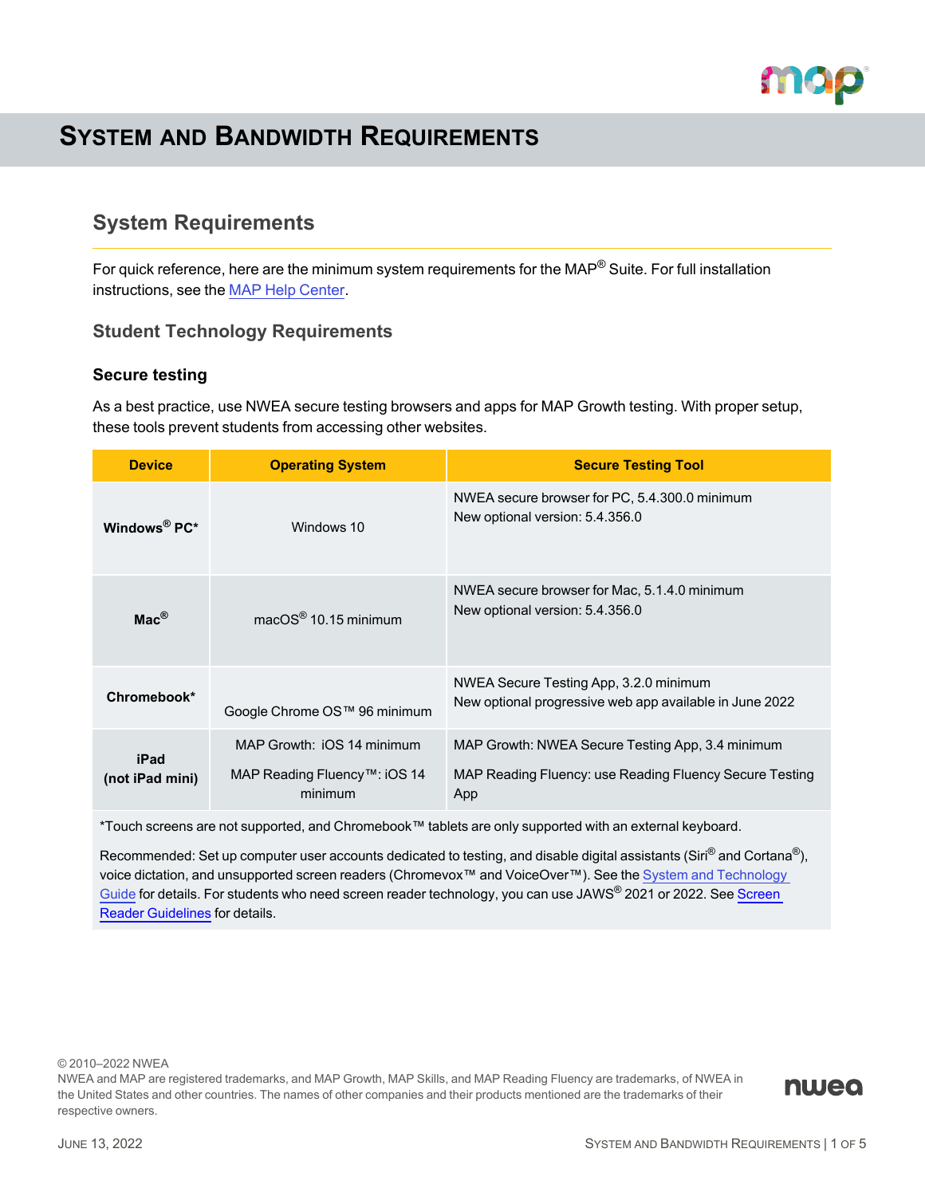# System and Bandwidth Requirements

## System Requirements

For quick reference, here are the minimum system requirements for the MAP® Suite. For full installation instructions, see the MAP Help Center.

### Student Technology Requirements

#### Secure testing

As a best practice, use NWEA secure testing browsers and apps for MAP Growth testing. With proper setup, these tools prevent students from accessing other websites.

| Device | Operating System | Secure Testing Tool |
|---|---|---|
| **Windows® PC*** | Windows 10 | NWEA secure browser for PC, 5.4.300.0 minimum<br>New optional version: 5.4.356.0 |
| **Mac®** | macOS® 10.15 minimum | NWEA secure browser for Mac, 5.1.4.0 minimum<br>New optional version: 5.4.356.0 |
| **Chromebook*** | Google Chrome OS™ 96 minimum | NWEA Secure Testing App, 3.2.0 minimum<br>New optional progressive web app available in June 2022 |
| **iPad (not iPad mini)** | MAP Growth: iOS 14 minimum<br>MAP Reading Fluency™: iOS 14 minimum | MAP Growth: NWEA Secure Testing App, 3.4 minimum<br>MAP Reading Fluency: use Reading Fluency Secure Testing App |

*Touch screens are not supported, and Chromebook™ tablets are only supported with an external keyboard.

Recommended: Set up computer user accounts dedicated to testing, and disable digital assistants (Siri® and Cortana®), voice dictation, and unsupported screen readers (Chromevox™ and VoiceOver™). See the System and Technology Guide for details. For students who need screen reader technology, you can use JAWS® 2021 or 2022. See Screen Reader Guidelines for details.

© 2010–2022 NWEA
NWEA and MAP are registered trademarks, and MAP Growth, MAP Skills, and MAP Reading Fluency are trademarks, of NWEA in the United States and other countries. The names of other companies and their products mentioned are the trademarks of their respective owners.

June 13, 2022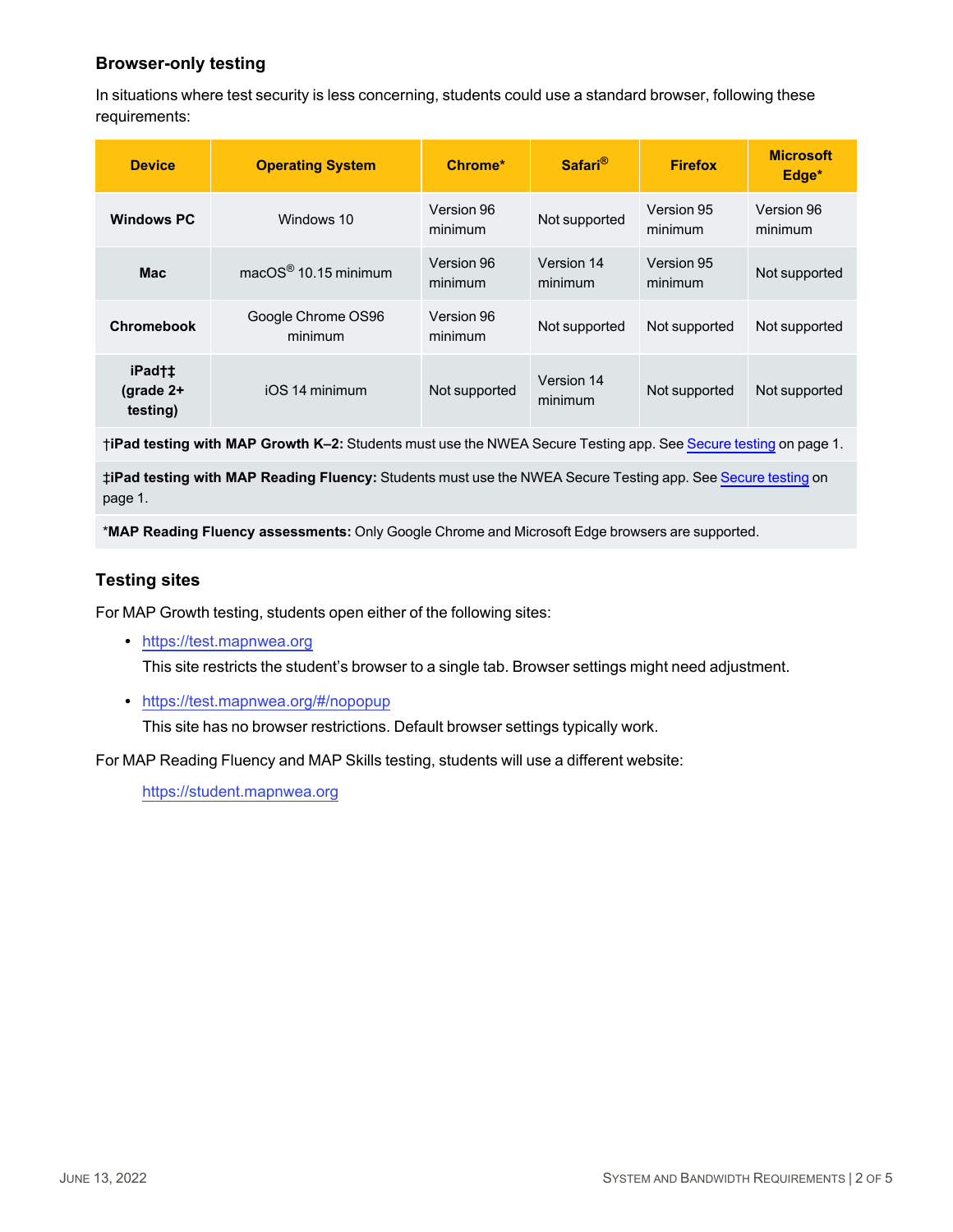### Browser-only testing

In situations where test security is less concerning, students could use a standard browser, following these requirements:

| Device | Operating System | Chrome* | Safari® | Firefox | Microsoft Edge* |
|---|---|---|---|---|---|
| **Windows PC** | Windows 10 | Version 96 minimum | Not supported | Version 95 minimum | Version 96 minimum |
| **Mac** | macOS® 10.15 minimum | Version 96 minimum | Version 14 minimum | Version 95 minimum | Not supported |
| **Chromebook** | Google Chrome OS96 minimum | Version 96 minimum | Not supported | Not supported | Not supported |
| **iPad†‡ (grade 2+ testing)** | iOS 14 minimum | Not supported | Version 14 minimum | Not supported | Not supported |

†**iPad testing with MAP Growth K–2:** Students must use the NWEA Secure Testing app. See Secure testing on page 1.

‡**iPad testing with MAP Reading Fluency:** Students must use the NWEA Secure Testing app. See Secure testing on page 1.

***MAP Reading Fluency assessments:** Only Google Chrome and Microsoft Edge browsers are supported.

### Testing sites

For MAP Growth testing, students open either of the following sites:

- https://test.mapnwea.org
  This site restricts the student's browser to a single tab. Browser settings might need adjustment.
- https://test.mapnwea.org/#/nopopup
  This site has no browser restrictions. Default browser settings typically work.

For MAP Reading Fluency and MAP Skills testing, students will use a different website:

https://student.mapnwea.org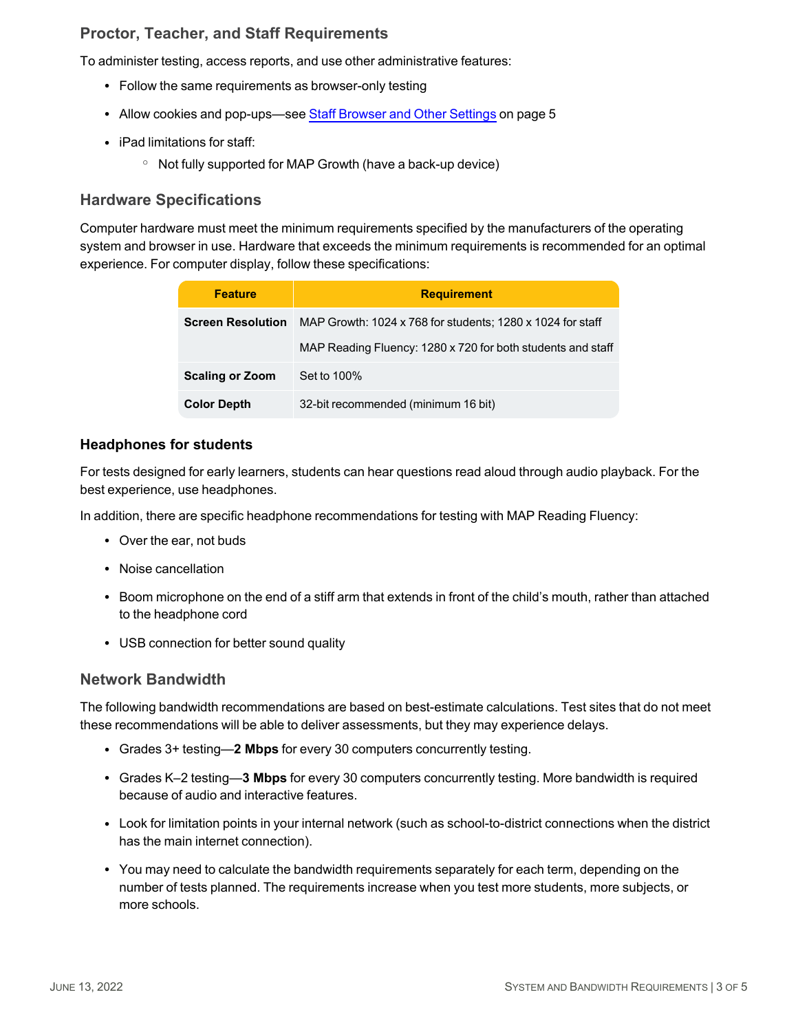## Proctor, Teacher, and Staff Requirements

To administer testing, access reports, and use other administrative features:

- Follow the same requirements as browser-only testing
- Allow cookies and pop-ups—see Staff Browser and Other Settings on page 5
- iPad limitations for staff:
  - Not fully supported for MAP Growth (have a back-up device)

## Hardware Specifications

Computer hardware must meet the minimum requirements specified by the manufacturers of the operating system and browser in use. Hardware that exceeds the minimum requirements is recommended for an optimal experience. For computer display, follow these specifications:

| Feature | Requirement |
| --- | --- |
| **Screen Resolution** | MAP Growth: 1024 x 768 for students; 1280 x 1024 for staff<br>MAP Reading Fluency: 1280 x 720 for both students and staff |
| **Scaling or Zoom** | Set to 100% |
| **Color Depth** | 32-bit recommended (minimum 16 bit) |

### Headphones for students

For tests designed for early learners, students can hear questions read aloud through audio playback. For the best experience, use headphones.

In addition, there are specific headphone recommendations for testing with MAP Reading Fluency:

- Over the ear, not buds
- Noise cancellation
- Boom microphone on the end of a stiff arm that extends in front of the child's mouth, rather than attached to the headphone cord
- USB connection for better sound quality

## Network Bandwidth

The following bandwidth recommendations are based on best-estimate calculations. Test sites that do not meet these recommendations will be able to deliver assessments, but they may experience delays.

- Grades 3+ testing—**2 Mbps** for every 30 computers concurrently testing.
- Grades K–2 testing—**3 Mbps** for every 30 computers concurrently testing. More bandwidth is required because of audio and interactive features.
- Look for limitation points in your internal network (such as school-to-district connections when the district has the main internet connection).
- You may need to calculate the bandwidth requirements separately for each term, depending on the number of tests planned. The requirements increase when you test more students, more subjects, or more schools.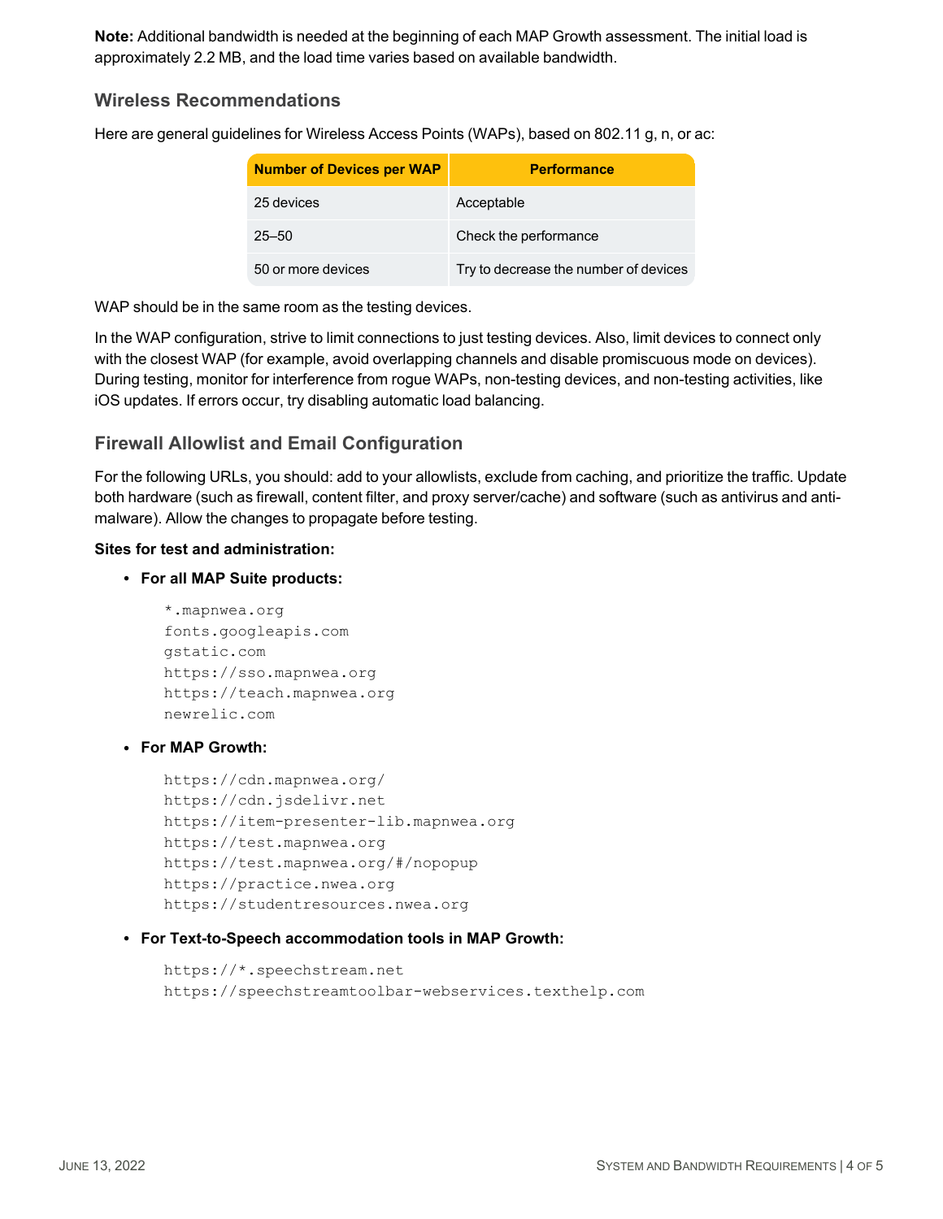**Note:** Additional bandwidth is needed at the beginning of each MAP Growth assessment. The initial load is approximately 2.2 MB, and the load time varies based on available bandwidth.

### Wireless Recommendations

Here are general guidelines for Wireless Access Points (WAPs), based on 802.11 g, n, or ac:

| Number of Devices per WAP | Performance |
| --- | --- |
| 25 devices | Acceptable |
| 25–50 | Check the performance |
| 50 or more devices | Try to decrease the number of devices |

WAP should be in the same room as the testing devices.

In the WAP configuration, strive to limit connections to just testing devices. Also, limit devices to connect only with the closest WAP (for example, avoid overlapping channels and disable promiscuous mode on devices). During testing, monitor for interference from rogue WAPs, non-testing devices, and non-testing activities, like iOS updates. If errors occur, try disabling automatic load balancing.

### Firewall Allowlist and Email Configuration

For the following URLs, you should: add to your allowlists, exclude from caching, and prioritize the traffic. Update both hardware (such as firewall, content filter, and proxy server/cache) and software (such as antivirus and anti-malware). Allow the changes to propagate before testing.

**Sites for test and administration:**

- **For all MAP Suite products:**

```
*.mapnwea.org
fonts.googleapis.com
gstatic.com
https://sso.mapnwea.org
https://teach.mapnwea.org
newrelic.com
```

- **For MAP Growth:**

```
https://cdn.mapnwea.org/
https://cdn.jsdelivr.net
https://item-presenter-lib.mapnwea.org
https://test.mapnwea.org
https://test.mapnwea.org/#/nopopup
https://practice.nwea.org
https://studentresources.nwea.org
```

- **For Text-to-Speech accommodation tools in MAP Growth:**

```
https://*.speechstream.net
https://speechstreamtoolbar-webservices.texthelp.com
```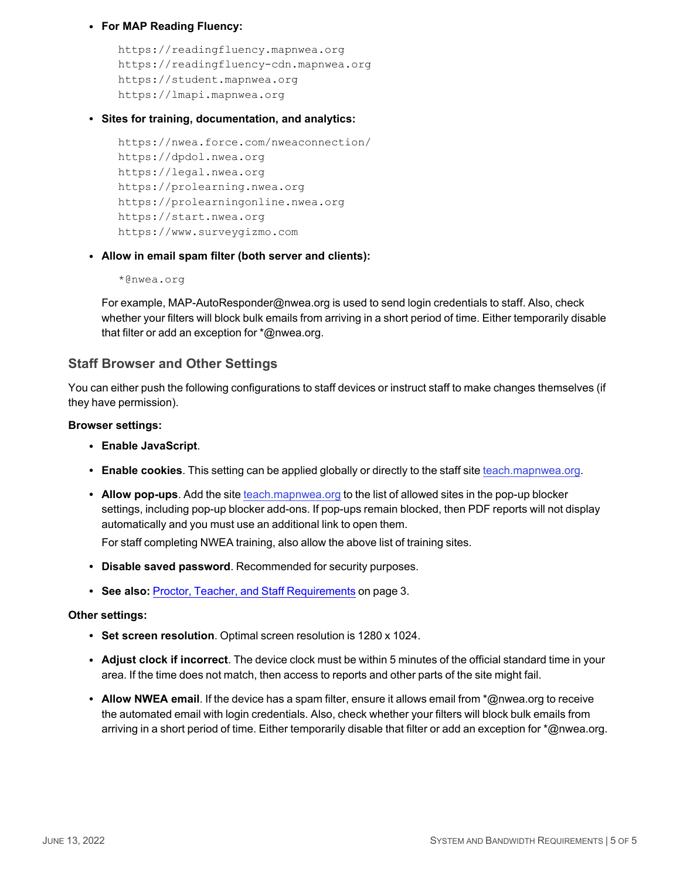- **For MAP Reading Fluency:**

```
https://readingfluency.mapnwea.org
https://readingfluency-cdn.mapnwea.org
https://student.mapnwea.org
https://lmapi.mapnwea.org
```

- **Sites for training, documentation, and analytics:**

```
https://nwea.force.com/nweaconnection/
https://dpdol.nwea.org
https://legal.nwea.org
https://prolearning.nwea.org
https://prolearningonline.nwea.org
https://start.nwea.org
https://www.surveygizmo.com
```

- **Allow in email spam filter (both server and clients):**

```
*@nwea.org
```

  For example, MAP-AutoResponder@nwea.org is used to send login credentials to staff. Also, check whether your filters will block bulk emails from arriving in a short period of time. Either temporarily disable that filter or add an exception for *@nwea.org.

## Staff Browser and Other Settings

You can either push the following configurations to staff devices or instruct staff to make changes themselves (if they have permission).

**Browser settings:**

- **Enable JavaScript**.
- **Enable cookies**. This setting can be applied globally or directly to the staff site teach.mapnwea.org.
- **Allow pop-ups**. Add the site teach.mapnwea.org to the list of allowed sites in the pop-up blocker settings, including pop-up blocker add-ons. If pop-ups remain blocked, then PDF reports will not display automatically and you must use an additional link to open them.

  For staff completing NWEA training, also allow the above list of training sites.
- **Disable saved password**. Recommended for security purposes.
- **See also:** Proctor, Teacher, and Staff Requirements on page 3.

**Other settings:**

- **Set screen resolution**. Optimal screen resolution is 1280 x 1024.
- **Adjust clock if incorrect**. The device clock must be within 5 minutes of the official standard time in your area. If the time does not match, then access to reports and other parts of the site might fail.
- **Allow NWEA email**. If the device has a spam filter, ensure it allows email from *@nwea.org to receive the automated email with login credentials. Also, check whether your filters will block bulk emails from arriving in a short period of time. Either temporarily disable that filter or add an exception for *@nwea.org.